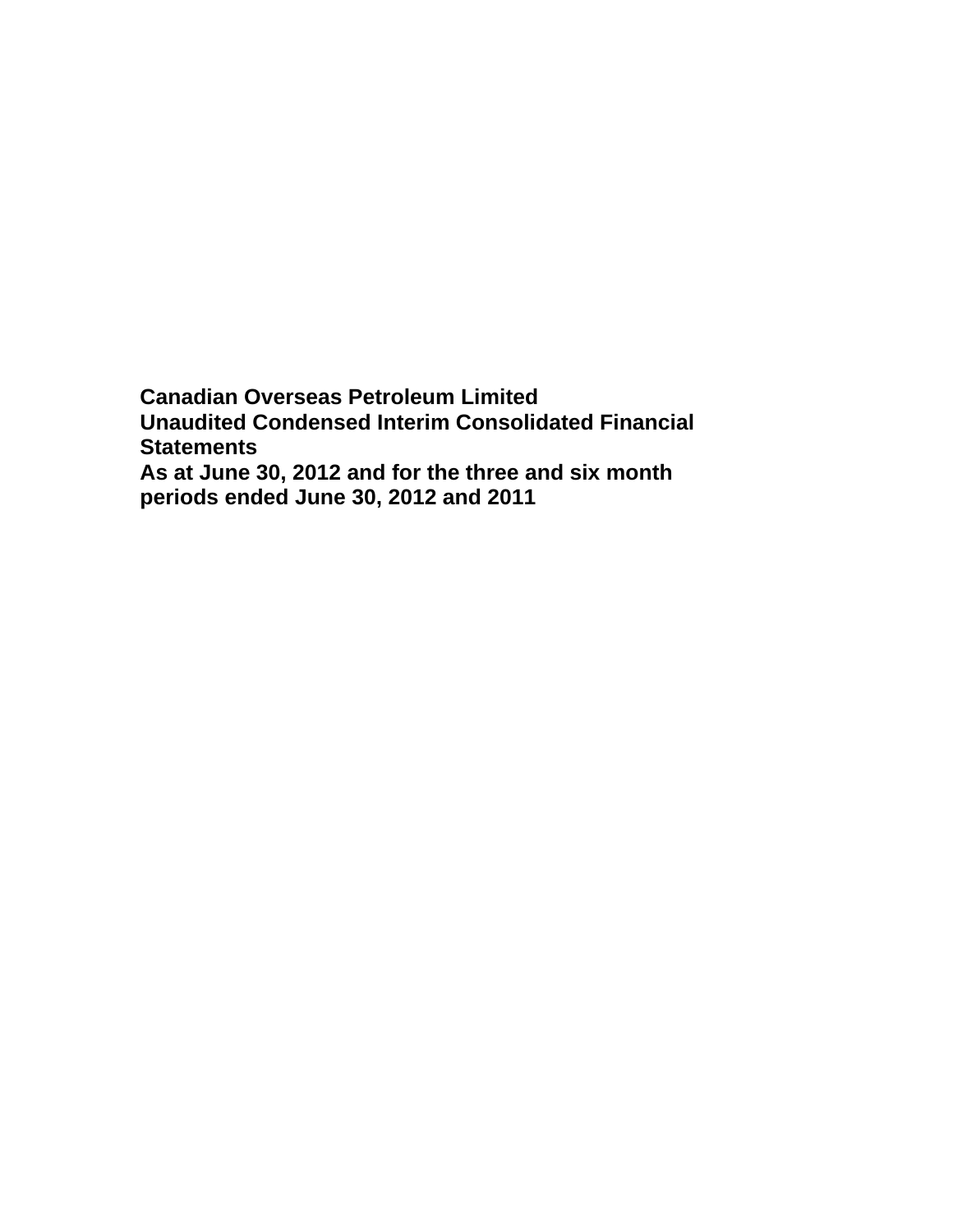**Canadian Overseas Petroleum Limited**
**Unaudited Condensed Interim Consolidated Financial Statements**
**As at June 30, 2012 and for the three and six month periods ended June 30, 2012 and 2011**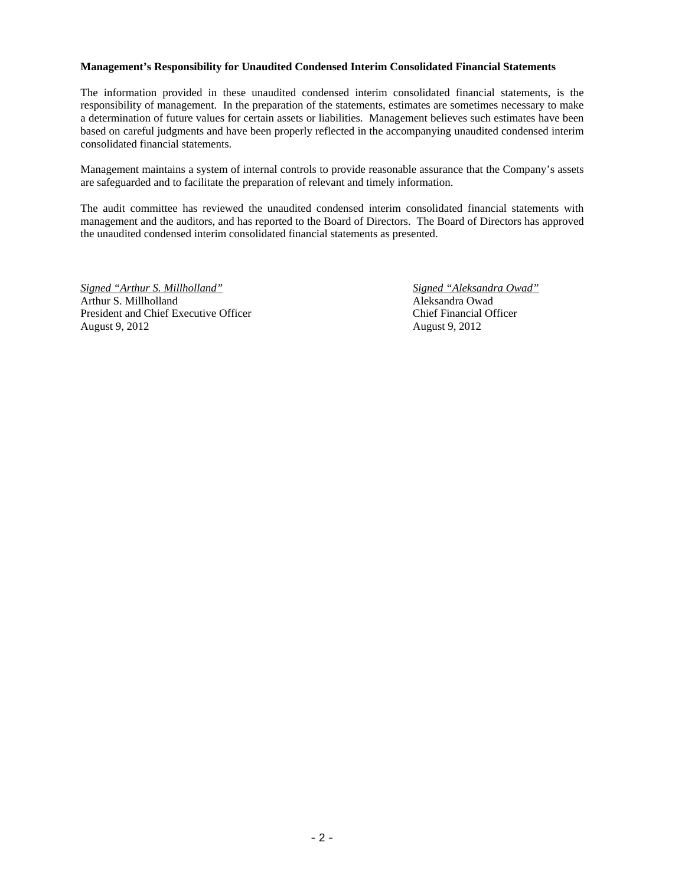**Management's Responsibility for Unaudited Condensed Interim Consolidated Financial Statements**

The information provided in these unaudited condensed interim consolidated financial statements, is the responsibility of management. In the preparation of the statements, estimates are sometimes necessary to make a determination of future values for certain assets or liabilities. Management believes such estimates have been based on careful judgments and have been properly reflected in the accompanying unaudited condensed interim consolidated financial statements.

Management maintains a system of internal controls to provide reasonable assurance that the Company's assets are safeguarded and to facilitate the preparation of relevant and timely information.

The audit committee has reviewed the unaudited condensed interim consolidated financial statements with management and the auditors, and has reported to the Board of Directors. The Board of Directors has approved the unaudited condensed interim consolidated financial statements as presented.

*Signed "Arthur S. Millholland"*
Arthur S. Millholland
President and Chief Executive Officer
August 9, 2012

*Signed "Aleksandra Owad"*
Aleksandra Owad
Chief Financial Officer
August 9, 2012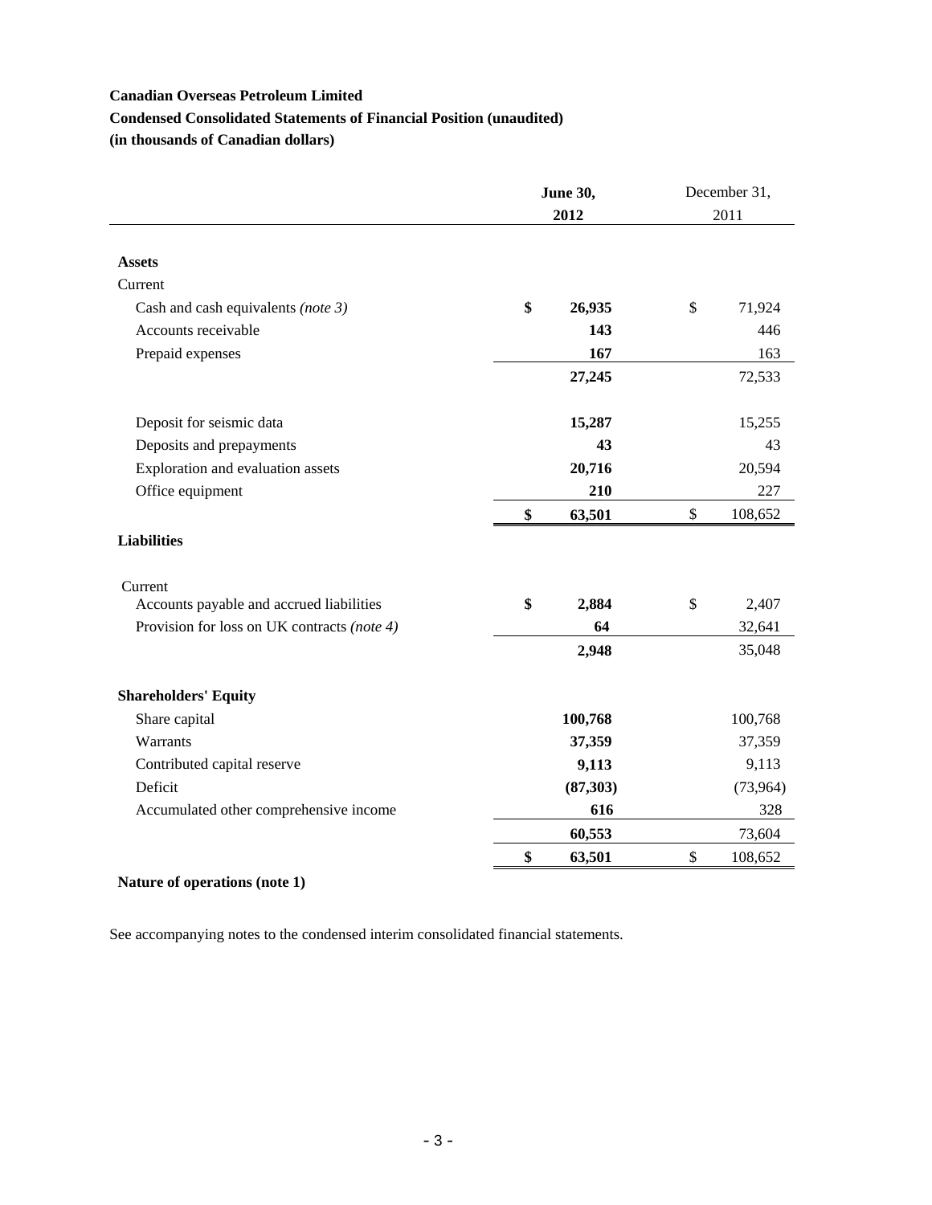**Canadian Overseas Petroleum Limited**

**Condensed Consolidated Statements of Financial Position (unaudited)**

**(in thousands of Canadian dollars)**

| | **June 30, 2012** | December 31, 2011 |
|---|---|---|
| **Assets** | | |
| Current | | |
| Cash and cash equivalents *(note 3)* | **$ 26,935** | $ 71,924 |
| Accounts receivable | **143** | 446 |
| Prepaid expenses | **167** | 163 |
| | **27,245** | 72,533 |
| Deposit for seismic data | **15,287** | 15,255 |
| Deposits and prepayments | **43** | 43 |
| Exploration and evaluation assets | **20,716** | 20,594 |
| Office equipment | **210** | 227 |
| | **$ 63,501** | $ 108,652 |
| **Liabilities** | | |
| Current | | |
| Accounts payable and accrued liabilities | **$ 2,884** | $ 2,407 |
| Provision for loss on UK contracts *(note 4)* | **64** | 32,641 |
| | **2,948** | 35,048 |
| **Shareholders' Equity** | | |
| Share capital | **100,768** | 100,768 |
| Warrants | **37,359** | 37,359 |
| Contributed capital reserve | **9,113** | 9,113 |
| Deficit | **(87,303)** | (73,964) |
| Accumulated other comprehensive income | **616** | 328 |
| | **60,553** | 73,604 |
| | **$ 63,501** | $ 108,652 |

**Nature of operations (note 1)**

See accompanying notes to the condensed interim consolidated financial statements.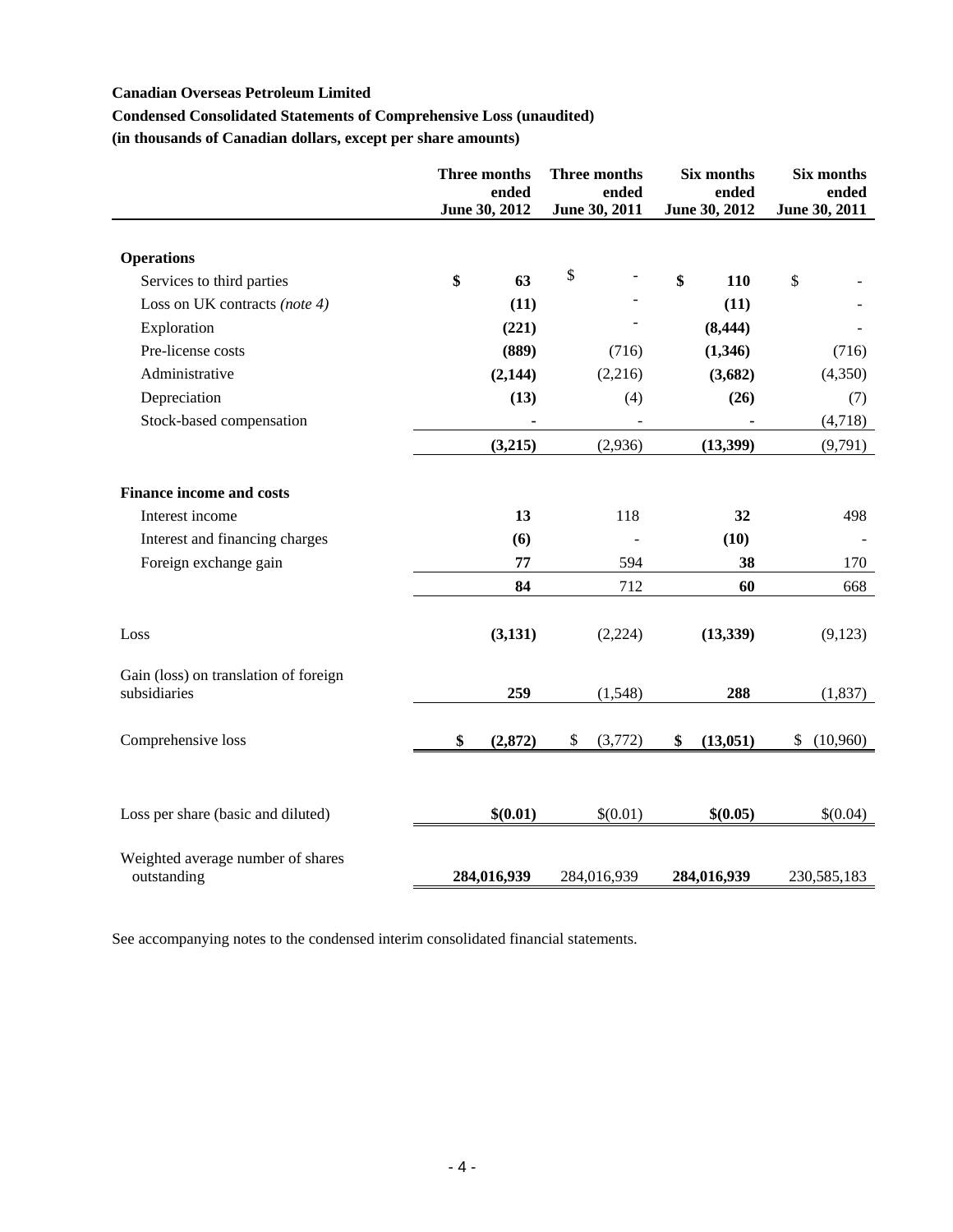**Canadian Overseas Petroleum Limited**

**Condensed Consolidated Statements of Comprehensive Loss (unaudited)**

**(in thousands of Canadian dollars, except per share amounts)**

| | Three months ended June 30, 2012 | Three months ended June 30, 2011 | Six months ended June 30, 2012 | Six months ended June 30, 2011 |
|---|---|---|---|---|
| **Operations** | | | | |
| Services to third parties | **$ 63** | $ - | **$ 110** | $ - |
| Loss on UK contracts *(note 4)* | **(11)** | - | **(11)** | - |
| Exploration | **(221)** | - | **(8,444)** | - |
| Pre-license costs | **(889)** | (716) | **(1,346)** | (716) |
| Administrative | **(2,144)** | (2,216) | **(3,682)** | (4,350) |
| Depreciation | **(13)** | (4) | **(26)** | (7) |
| Stock-based compensation | **-** | - | **-** | (4,718) |
| | **(3,215)** | (2,936) | **(13,399)** | (9,791) |
| **Finance income and costs** | | | | |
| Interest income | **13** | 118 | **32** | 498 |
| Interest and financing charges | **(6)** | - | **(10)** | - |
| Foreign exchange gain | **77** | 594 | **38** | 170 |
| | **84** | 712 | **60** | 668 |
| Loss | **(3,131)** | (2,224) | **(13,339)** | (9,123) |
| Gain (loss) on translation of foreign subsidiaries | **259** | (1,548) | **288** | (1,837) |
| Comprehensive loss | **$ (2,872)** | $ (3,772) | **$ (13,051)** | $ (10,960) |
| Loss per share (basic and diluted) | **$(0.01)** | $(0.01) | **$(0.05)** | $(0.04) |
| Weighted average number of shares outstanding | **284,016,939** | 284,016,939 | **284,016,939** | 230,585,183 |

See accompanying notes to the condensed interim consolidated financial statements.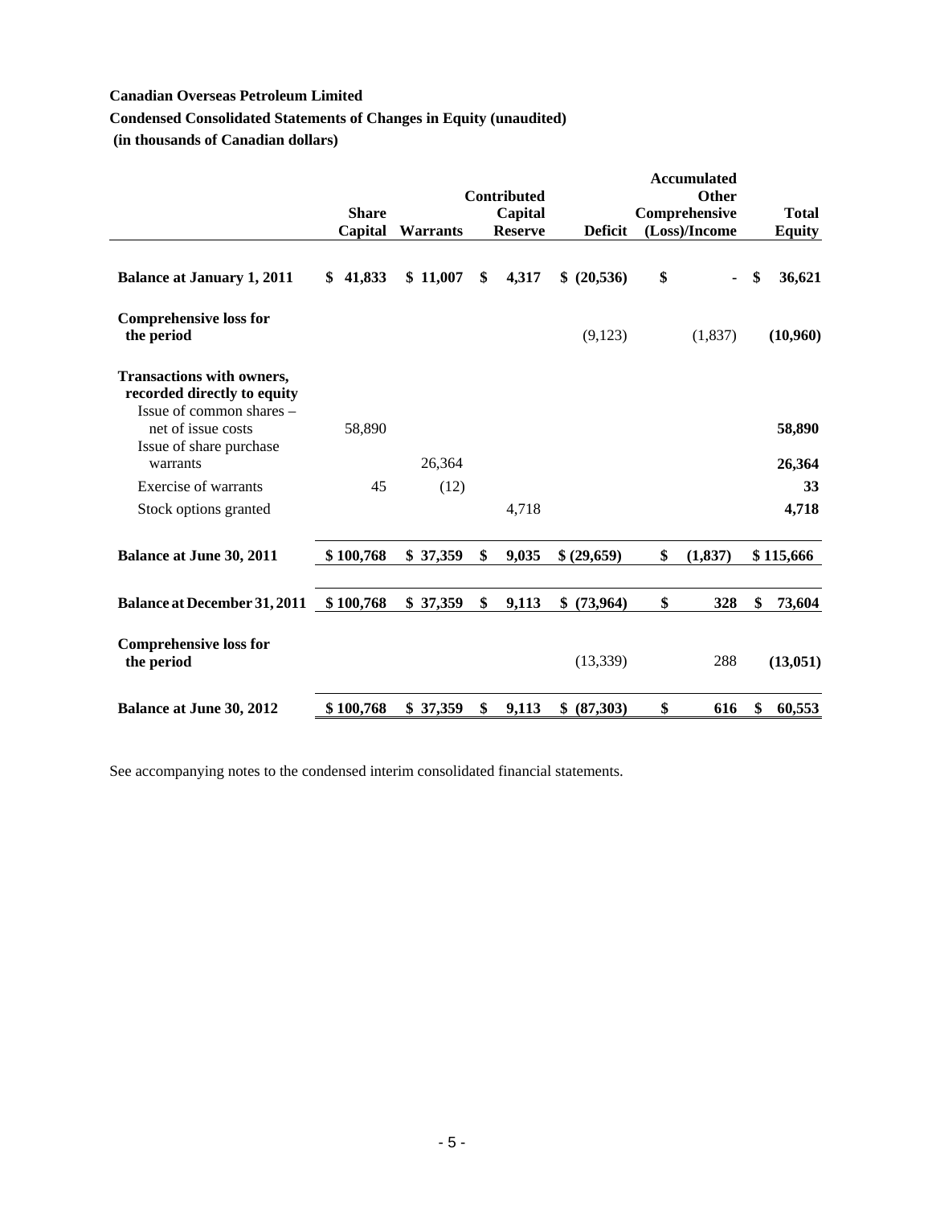**Canadian Overseas Petroleum Limited**

**Condensed Consolidated Statements of Changes in Equity (unaudited)**

**(in thousands of Canadian dollars)**

| | Share Capital | Warrants | Contributed Capital Reserve | Deficit | Accumulated Other Comprehensive (Loss)/Income | Total Equity |
|---|---|---|---|---|---|---|
| **Balance at January 1, 2011** | **$ 41,833** | **$ 11,007** | **$ 4,317** | **$ (20,536)** | **$ -** | **$ 36,621** |
| **Comprehensive loss for the period** | | | | (9,123) | (1,837) | **(10,960)** |
| **Transactions with owners, recorded directly to equity** | | | | | | |
| Issue of common shares – net of issue costs | 58,890 | | | | | **58,890** |
| Issue of share purchase warrants | | 26,364 | | | | **26,364** |
| Exercise of warrants | 45 | (12) | | | | **33** |
| Stock options granted | | | 4,718 | | | **4,718** |
| **Balance at June 30, 2011** | **$ 100,768** | **$ 37,359** | **$ 9,035** | **$ (29,659)** | **$ (1,837)** | **$ 115,666** |
| **Balance at December 31, 2011** | **$ 100,768** | **$ 37,359** | **$ 9,113** | **$ (73,964)** | **$ 328** | **$ 73,604** |
| **Comprehensive loss for the period** | | | | (13,339) | 288 | **(13,051)** |
| **Balance at June 30, 2012** | **$ 100,768** | **$ 37,359** | **$ 9,113** | **$ (87,303)** | **$ 616** | **$ 60,553** |

See accompanying notes to the condensed interim consolidated financial statements.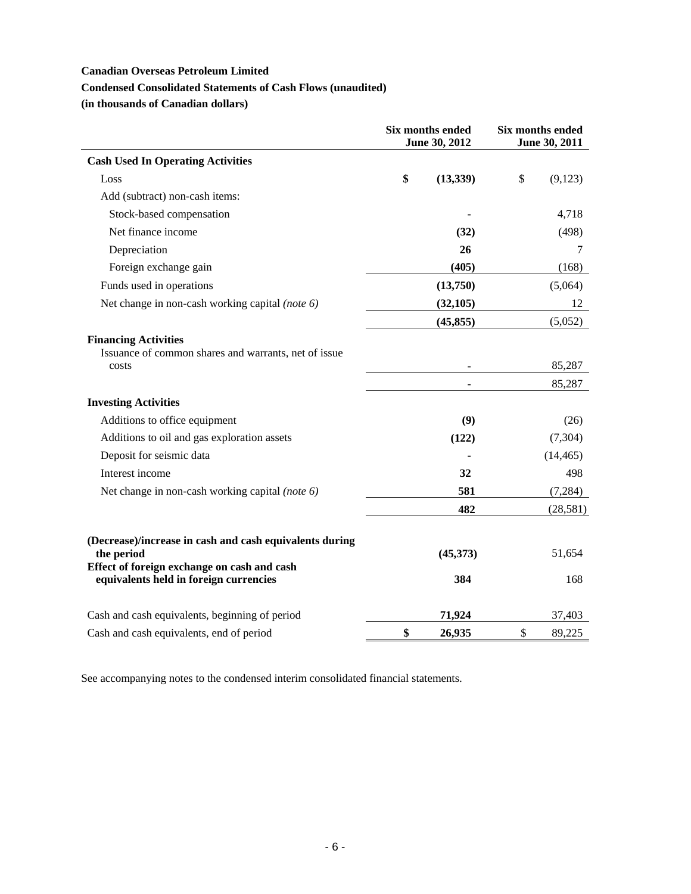**Canadian Overseas Petroleum Limited**

**Condensed Consolidated Statements of Cash Flows (unaudited)**

**(in thousands of Canadian dollars)**

| | Six months ended June 30, 2012 | Six months ended June 30, 2011 |
|---|---|---|
| **Cash Used In Operating Activities** | | |
| Loss | **$ (13,339)** | $ (9,123) |
| Add (subtract) non-cash items: | | |
| Stock-based compensation | **-** | 4,718 |
| Net finance income | **(32)** | (498) |
| Depreciation | **26** | 7 |
| Foreign exchange gain | **(405)** | (168) |
| Funds used in operations | **(13,750)** | (5,064) |
| Net change in non-cash working capital *(note 6)* | **(32,105)** | 12 |
| | **(45,855)** | (5,052) |
| **Financing Activities** | | |
| Issuance of common shares and warrants, net of issue costs | **-** | 85,287 |
| | **-** | 85,287 |
| **Investing Activities** | | |
| Additions to office equipment | **(9)** | (26) |
| Additions to oil and gas exploration assets | **(122)** | (7,304) |
| Deposit for seismic data | **-** | (14,465) |
| Interest income | **32** | 498 |
| Net change in non-cash working capital *(note 6)* | **581** | (7,284) |
| | **482** | (28,581) |
| **(Decrease)/increase in cash and cash equivalents during the period** | **(45,373)** | 51,654 |
| **Effect of foreign exchange on cash and cash equivalents held in foreign currencies** | **384** | 168 |
| Cash and cash equivalents, beginning of period | **71,924** | 37,403 |
| Cash and cash equivalents, end of period | **$ 26,935** | $ 89,225 |

See accompanying notes to the condensed interim consolidated financial statements.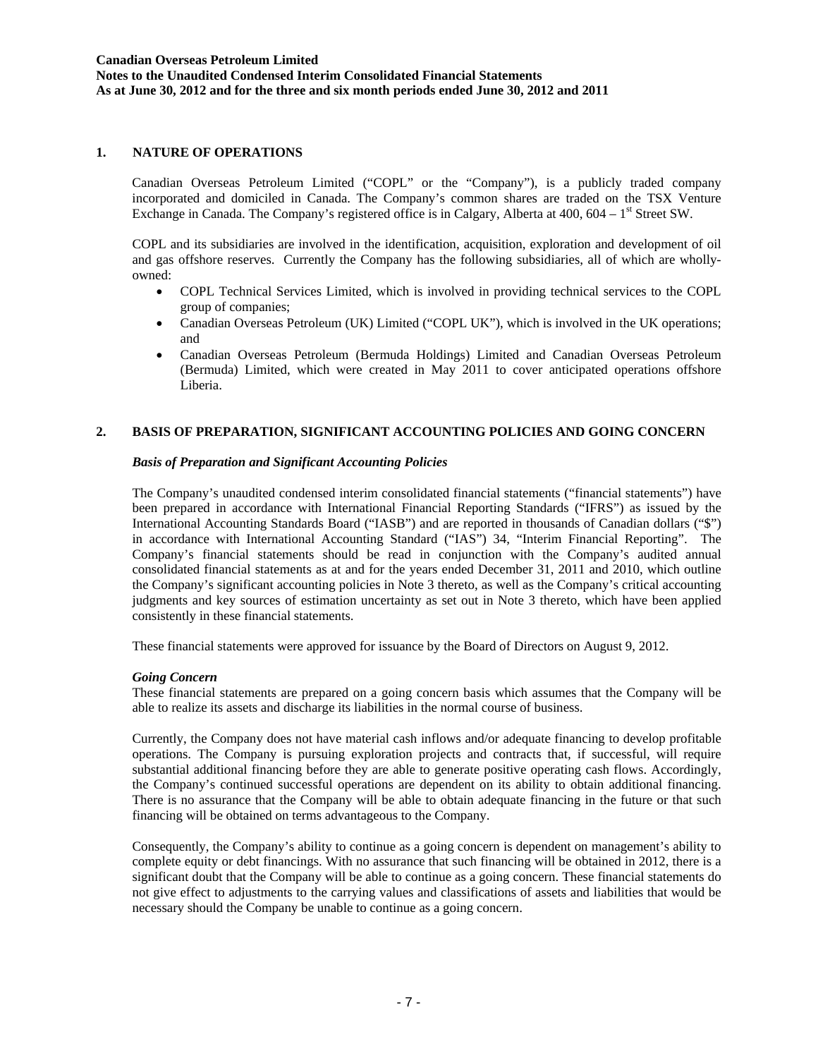## 1. NATURE OF OPERATIONS

Canadian Overseas Petroleum Limited ("COPL" or the "Company"), is a publicly traded company incorporated and domiciled in Canada. The Company's common shares are traded on the TSX Venture Exchange in Canada. The Company's registered office is in Calgary, Alberta at 400, 604 – 1st Street SW.

COPL and its subsidiaries are involved in the identification, acquisition, exploration and development of oil and gas offshore reserves. Currently the Company has the following subsidiaries, all of which are wholly-owned:

- COPL Technical Services Limited, which is involved in providing technical services to the COPL group of companies;
- Canadian Overseas Petroleum (UK) Limited ("COPL UK"), which is involved in the UK operations; and
- Canadian Overseas Petroleum (Bermuda Holdings) Limited and Canadian Overseas Petroleum (Bermuda) Limited, which were created in May 2011 to cover anticipated operations offshore Liberia.

## 2. BASIS OF PREPARATION, SIGNIFICANT ACCOUNTING POLICIES AND GOING CONCERN

### *Basis of Preparation and Significant Accounting Policies*

The Company's unaudited condensed interim consolidated financial statements ("financial statements") have been prepared in accordance with International Financial Reporting Standards ("IFRS") as issued by the International Accounting Standards Board ("IASB") and are reported in thousands of Canadian dollars ("$") in accordance with International Accounting Standard ("IAS") 34, "Interim Financial Reporting". The Company's financial statements should be read in conjunction with the Company's audited annual consolidated financial statements as at and for the years ended December 31, 2011 and 2010, which outline the Company's significant accounting policies in Note 3 thereto, as well as the Company's critical accounting judgments and key sources of estimation uncertainty as set out in Note 3 thereto, which have been applied consistently in these financial statements.

These financial statements were approved for issuance by the Board of Directors on August 9, 2012.

### *Going Concern*

These financial statements are prepared on a going concern basis which assumes that the Company will be able to realize its assets and discharge its liabilities in the normal course of business.

Currently, the Company does not have material cash inflows and/or adequate financing to develop profitable operations. The Company is pursuing exploration projects and contracts that, if successful, will require substantial additional financing before they are able to generate positive operating cash flows. Accordingly, the Company's continued successful operations are dependent on its ability to obtain additional financing. There is no assurance that the Company will be able to obtain adequate financing in the future or that such financing will be obtained on terms advantageous to the Company.

Consequently, the Company's ability to continue as a going concern is dependent on management's ability to complete equity or debt financings. With no assurance that such financing will be obtained in 2012, there is a significant doubt that the Company will be able to continue as a going concern. These financial statements do not give effect to adjustments to the carrying values and classifications of assets and liabilities that would be necessary should the Company be unable to continue as a going concern.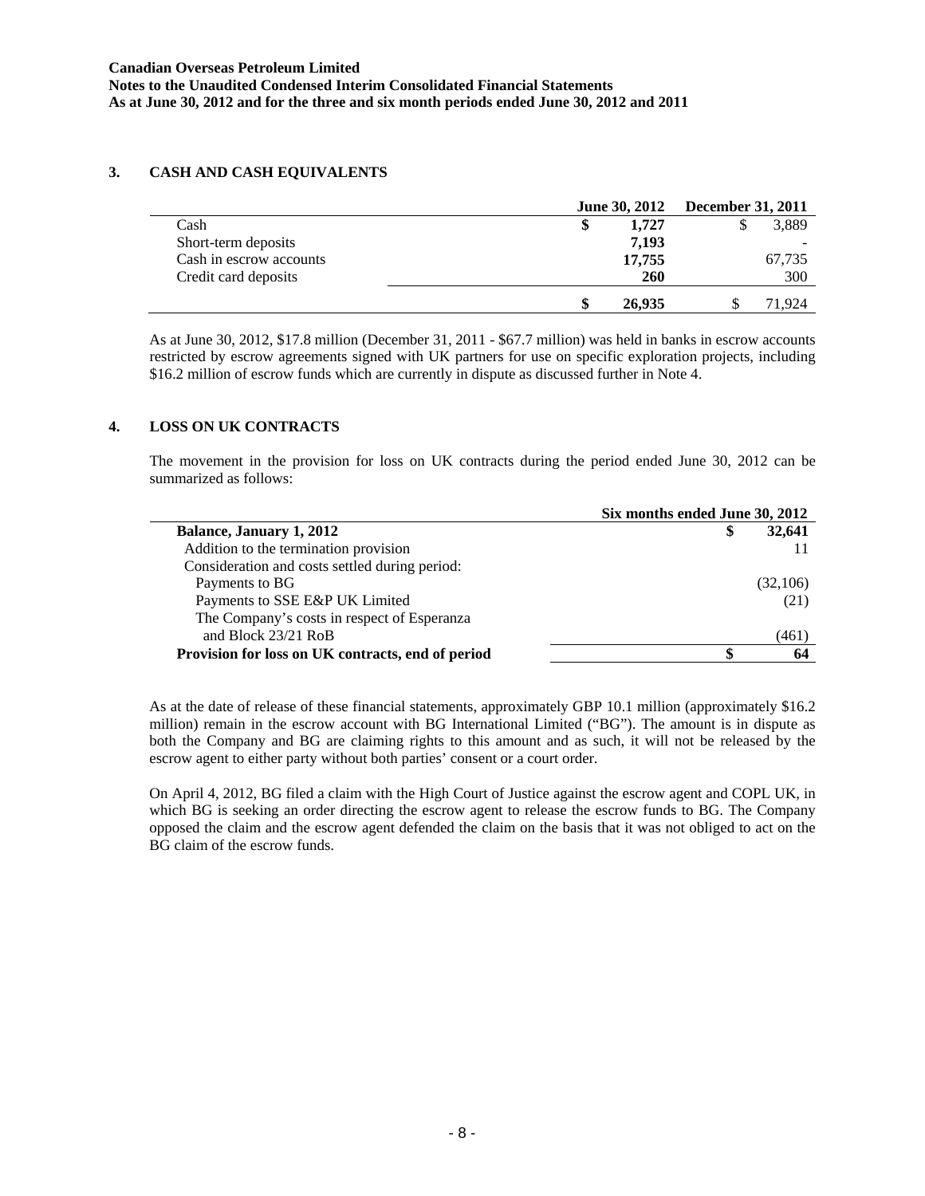**Canadian Overseas Petroleum Limited**
**Notes to the Unaudited Condensed Interim Consolidated Financial Statements**
**As at June 30, 2012 and for the three and six month periods ended June 30, 2012 and 2011**

## 3. CASH AND CASH EQUIVALENTS

| | June 30, 2012 | December 31, 2011 |
|---|---|---|
| Cash | **$ 1,727** | $ 3,889 |
| Short-term deposits | **7,193** | - |
| Cash in escrow accounts | **17,755** | 67,735 |
| Credit card deposits | **260** | 300 |
| | **$ 26,935** | $ 71,924 |

As at June 30, 2012, $17.8 million (December 31, 2011 - $67.7 million) was held in banks in escrow accounts restricted by escrow agreements signed with UK partners for use on specific exploration projects, including $16.2 million of escrow funds which are currently in dispute as discussed further in Note 4.

## 4. LOSS ON UK CONTRACTS

The movement in the provision for loss on UK contracts during the period ended June 30, 2012 can be summarized as follows:

| | Six months ended June 30, 2012 |
|---|---|
| **Balance, January 1, 2012** | **$ 32,641** |
| Addition to the termination provision | 11 |
| Consideration and costs settled during period: | |
| Payments to BG | (32,106) |
| Payments to SSE E&P UK Limited | (21) |
| The Company's costs in respect of Esperanza and Block 23/21 RoB | (461) |
| **Provision for loss on UK contracts, end of period** | **$ 64** |

As at the date of release of these financial statements, approximately GBP 10.1 million (approximately $16.2 million) remain in the escrow account with BG International Limited ("BG"). The amount is in dispute as both the Company and BG are claiming rights to this amount and as such, it will not be released by the escrow agent to either party without both parties' consent or a court order.

On April 4, 2012, BG filed a claim with the High Court of Justice against the escrow agent and COPL UK, in which BG is seeking an order directing the escrow agent to release the escrow funds to BG. The Company opposed the claim and the escrow agent defended the claim on the basis that it was not obliged to act on the BG claim of the escrow funds.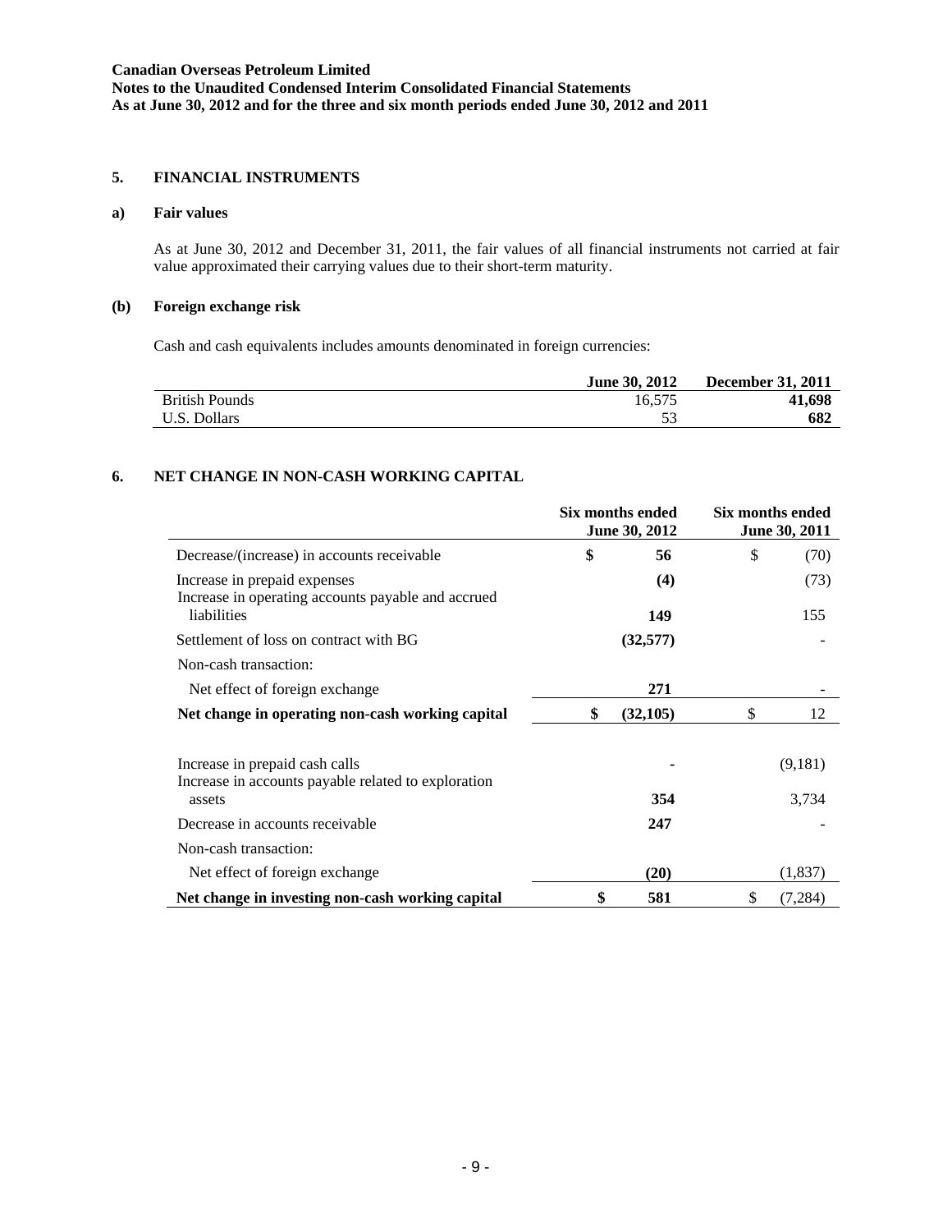## 5. FINANCIAL INSTRUMENTS

### a) Fair values

As at June 30, 2012 and December 31, 2011, the fair values of all financial instruments not carried at fair value approximated their carrying values due to their short-term maturity.

### (b) Foreign exchange risk

Cash and cash equivalents includes amounts denominated in foreign currencies:

| | June 30, 2012 | December 31, 2011 |
|---|---|---|
| British Pounds | 16,575 | **41,698** |
| U.S. Dollars | 53 | **682** |

## 6. NET CHANGE IN NON-CASH WORKING CAPITAL

| | Six months ended June 30, 2012 | Six months ended June 30, 2011 |
|---|---|---|
| Decrease/(increase) in accounts receivable | **$ 56** | $ (70) |
| Increase in prepaid expenses | **(4)** | (73) |
| Increase in operating accounts payable and accrued liabilities | **149** | 155 |
| Settlement of loss on contract with BG | **(32,577)** | - |
| Non-cash transaction: | | |
| Net effect of foreign exchange | **271** | - |
| **Net change in operating non-cash working capital** | **$ (32,105)** | $ 12 |
| | | |
| Increase in prepaid cash calls | **-** | (9,181) |
| Increase in accounts payable related to exploration assets | **354** | 3,734 |
| Decrease in accounts receivable | **247** | - |
| Non-cash transaction: | | |
| Net effect of foreign exchange | **(20)** | (1,837) |
| **Net change in investing non-cash working capital** | **$ 581** | $ (7,284) |